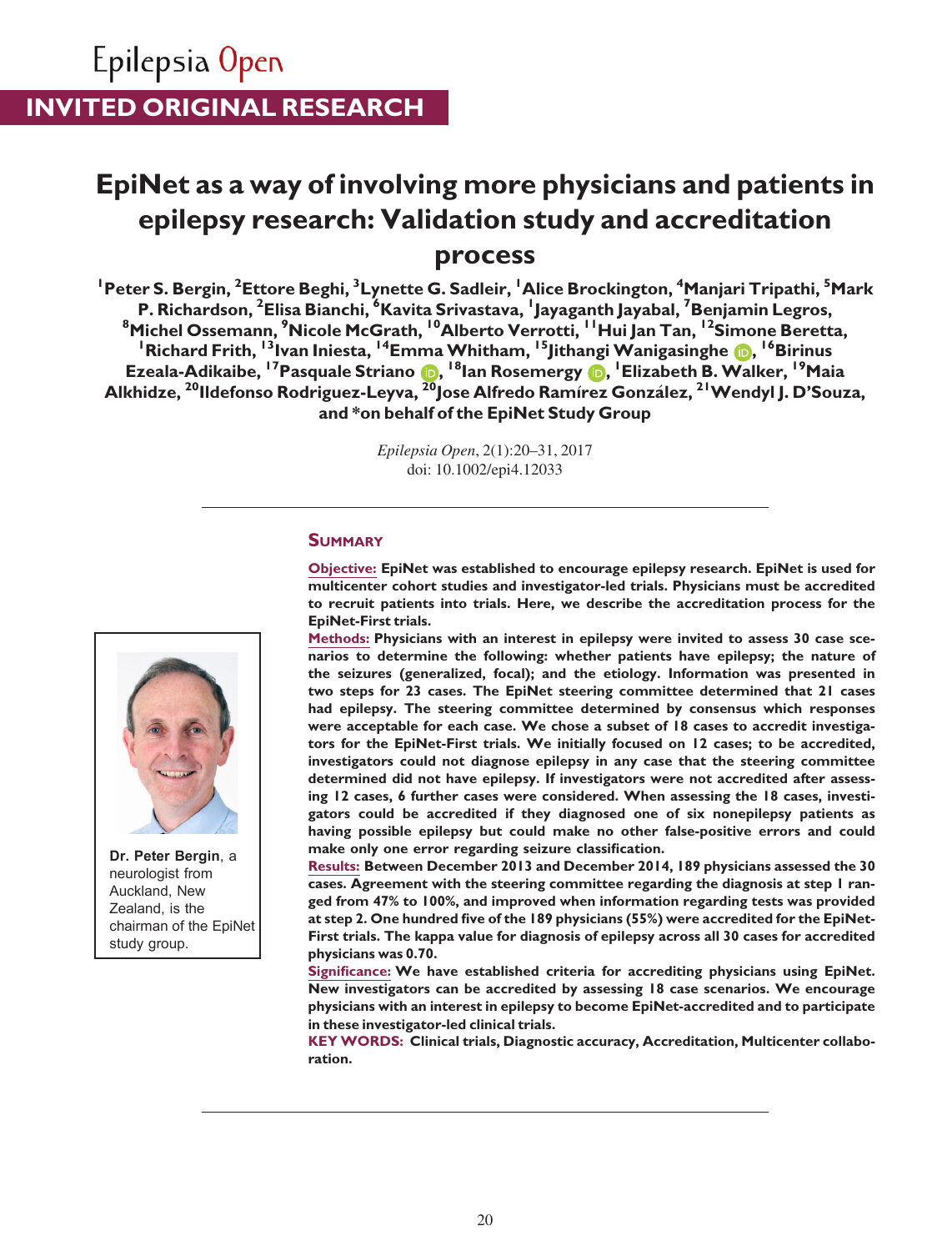INVITED ORIGINAL RESEARCH

# EpiNet as a way of involving more physicians and patients in epilepsy research: Validation study and accreditation process

[1]Peter S. Bergin, [2]Ettore Beghi, [3]Lynette G. Sadleir, [1]Alice Brockington, [4]Manjari Tripathi, [5]Mark P. Richardson, [2]Elisa Bianchi, [6]Kavita Srivastava, [1]Jayaganth Jayabal, [7]Benjamin Legros, [8]Michel Ossemann, [9]Nicole McGrath, [10]Alberto Verrotti, [11]Hui Jan Tan, [12]Simone Beretta, [1]Richard Frith, [13]Ivan Iniesta, [14]Emma Whitham, [15]Jithangi Wanigasinghe, [16]Birinus Ezeala-Adikaibe, [17]Pasquale Striano, [18]Ian Rosemergy, [1]Elizabeth B. Walker, [19]Maia Alkhidze, [20]Ildefonso Rodriguez-Leyva, [20]Jose Alfredo Ramírez González, [21]Wendyl J. D'Souza, and *on behalf of the EpiNet Study Group

*Epilepsia Open*, 2(1):20–31, 2017
doi: 10.1002/epi4.12033

**Dr. Peter Bergin**, a neurologist from Auckland, New Zealand, is the chairman of the EpiNet study group.

## Summary

**Objective:** EpiNet was established to encourage epilepsy research. EpiNet is used for multicenter cohort studies and investigator-led trials. Physicians must be accredited to recruit patients into trials. Here, we describe the accreditation process for the EpiNet-First trials.

**Methods:** Physicians with an interest in epilepsy were invited to assess 30 case scenarios to determine the following: whether patients have epilepsy; the nature of the seizures (generalized, focal); and the etiology. Information was presented in two steps for 23 cases. The EpiNet steering committee determined that 21 cases had epilepsy. The steering committee determined by consensus which responses were acceptable for each case. We chose a subset of 18 cases to accredit investigators for the EpiNet-First trials. We initially focused on 12 cases; to be accredited, investigators could not diagnose epilepsy in any case that the steering committee determined did not have epilepsy. If investigators were not accredited after assessing 12 cases, 6 further cases were considered. When assessing the 18 cases, investigators could be accredited if they diagnosed one of six nonepilepsy patients as having possible epilepsy but could make no other false-positive errors and could make only one error regarding seizure classification.

**Results:** Between December 2013 and December 2014, 189 physicians assessed the 30 cases. Agreement with the steering committee regarding the diagnosis at step 1 ranged from 47% to 100%, and improved when information regarding tests was provided at step 2. One hundred five of the 189 physicians (55%) were accredited for the EpiNet-First trials. The kappa value for diagnosis of epilepsy across all 30 cases for accredited physicians was 0.70.

**Significance:** We have established criteria for accrediting physicians using EpiNet. New investigators can be accredited by assessing 18 case scenarios. We encourage physicians with an interest in epilepsy to become EpiNet-accredited and to participate in these investigator-led clinical trials.

**KEY WORDS:** Clinical trials, Diagnostic accuracy, Accreditation, Multicenter collaboration.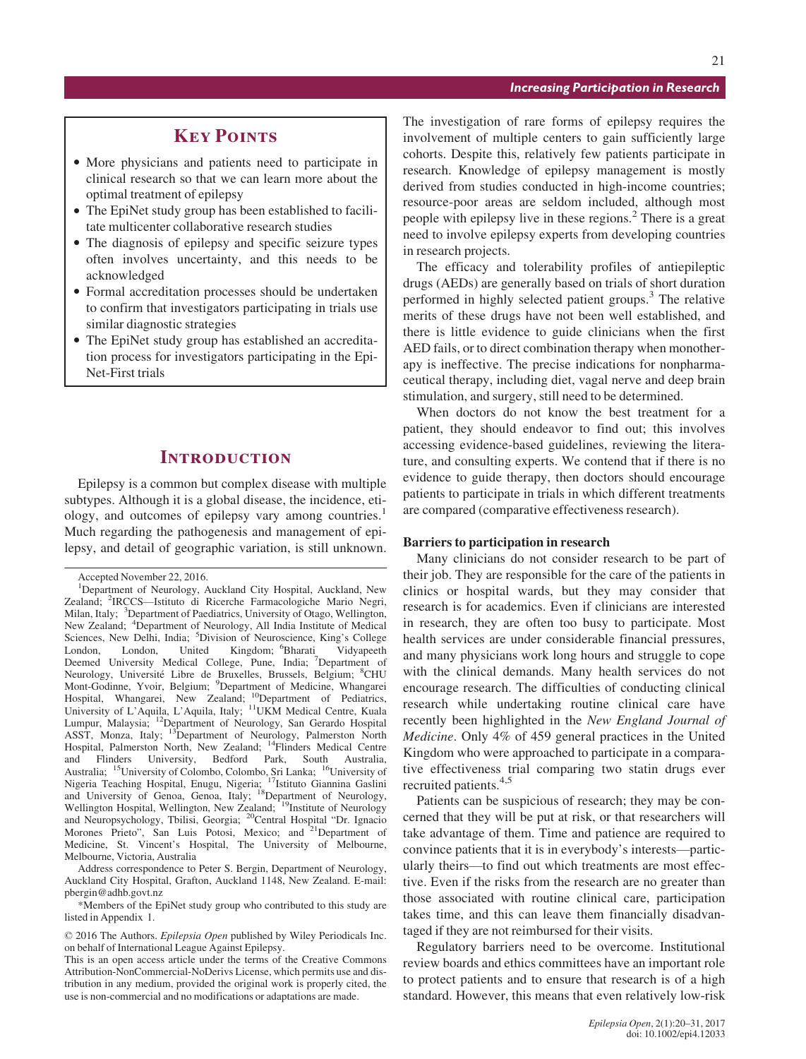## Key Points

- More physicians and patients need to participate in clinical research so that we can learn more about the optimal treatment of epilepsy
- The EpiNet study group has been established to facilitate multicenter collaborative research studies
- The diagnosis of epilepsy and specific seizure types often involves uncertainty, and this needs to be acknowledged
- Formal accreditation processes should be undertaken to confirm that investigators participating in trials use similar diagnostic strategies
- The EpiNet study group has established an accreditation process for investigators participating in the EpiNet-First trials

## Introduction

Epilepsy is a common but complex disease with multiple subtypes. Although it is a global disease, the incidence, etiology, and outcomes of epilepsy vary among countries.[1] Much regarding the pathogenesis and management of epilepsy, and detail of geographic variation, is still unknown. The investigation of rare forms of epilepsy requires the involvement of multiple centers to gain sufficiently large cohorts. Despite this, relatively few patients participate in research. Knowledge of epilepsy management is mostly derived from studies conducted in high-income countries; resource-poor areas are seldom included, although most people with epilepsy live in these regions.[2] There is a great need to involve epilepsy experts from developing countries in research projects.

The efficacy and tolerability profiles of antiepileptic drugs (AEDs) are generally based on trials of short duration performed in highly selected patient groups.[3] The relative merits of these drugs have not been well established, and there is little evidence to guide clinicians when the first AED fails, or to direct combination therapy when monotherapy is ineffective. The precise indications for nonpharmaceutical therapy, including diet, vagal nerve and deep brain stimulation, and surgery, still need to be determined.

When doctors do not know the best treatment for a patient, they should endeavor to find out; this involves accessing evidence-based guidelines, reviewing the literature, and consulting experts. We contend that if there is no evidence to guide therapy, then doctors should encourage patients to participate in trials in which different treatments are compared (comparative effectiveness research).

### Barriers to participation in research

Many clinicians do not consider research to be part of their job. They are responsible for the care of the patients in clinics or hospital wards, but they may consider that research is for academics. Even if clinicians are interested in research, they are often too busy to participate. Most health services are under considerable financial pressures, and many physicians work long hours and struggle to cope with the clinical demands. Many health services do not encourage research. The difficulties of conducting clinical research while undertaking routine clinical care have recently been highlighted in the *New England Journal of Medicine*. Only 4% of 459 general practices in the United Kingdom who were approached to participate in a comparative effectiveness trial comparing two statin drugs ever recruited patients.[4,5]

Patients can be suspicious of research; they may be concerned that they will be put at risk, or that researchers will take advantage of them. Time and patience are required to convince patients that it is in everybody's interests—particularly theirs—to find out which treatments are most effective. Even if the risks from the research are no greater than those associated with routine clinical care, participation takes time, and this can leave them financially disadvantaged if they are not reimbursed for their visits.

Regulatory barriers need to be overcome. Institutional review boards and ethics committees have an important role to protect patients and to ensure that research is of a high standard. However, this means that even relatively low-risk

---

Accepted November 22, 2016.

[1]Department of Neurology, Auckland City Hospital, Auckland, New Zealand; [2]IRCCS—Istituto di Ricerche Farmacologiche Mario Negri, Milan, Italy; [3]Department of Paediatrics, University of Otago, Wellington, New Zealand; [4]Department of Neurology, All India Institute of Medical Sciences, New Delhi, India; [5]Division of Neuroscience, King's College London, London, United Kingdom; [6]Bharati Vidyapeeth Deemed University Medical College, Pune, India; [7]Department of Neurology, Université Libre de Bruxelles, Brussels, Belgium; [8]CHU Mont-Godinne, Yvoir, Belgium; [9]Department of Medicine, Whangarei Hospital, Whangarei, New Zealand; [10]Department of Pediatrics, University of L'Aquila, L'Aquila, Italy; [11]UKM Medical Centre, Kuala Lumpur, Malaysia; [12]Department of Neurology, San Gerardo Hospital ASST, Monza, Italy; [13]Department of Neurology, Palmerston North Hospital, Palmerston North, New Zealand; [14]Flinders Medical Centre and Flinders University, Bedford Park, South Australia, Australia; [15]University of Colombo, Colombo, Sri Lanka; [16]University of Nigeria Teaching Hospital, Enugu, Nigeria; [17]Istituto Giannina Gaslini and University of Genoa, Genoa, Italy; [18]Department of Neurology, Wellington Hospital, Wellington, New Zealand; [19]Institute of Neurology and Neuropsychology, Tbilisi, Georgia; [20]Central Hospital "Dr. Ignacio Morones Prieto", San Luis Potosi, Mexico; and [21]Department of Medicine, St. Vincent's Hospital, The University of Melbourne, Melbourne, Victoria, Australia

Address correspondence to Peter S. Bergin, Department of Neurology, Auckland City Hospital, Grafton, Auckland 1148, New Zealand. E-mail: pbergin@adhb.govt.nz

*Members of the EpiNet study group who contributed to this study are listed in Appendix 1.

© 2016 The Authors. *Epilepsia Open* published by Wiley Periodicals Inc. on behalf of International League Against Epilepsy.

This is an open access article under the terms of the Creative Commons Attribution-NonCommercial-NoDerivs License, which permits use and distribution in any medium, provided the original work is properly cited, the use is non-commercial and no modifications or adaptations are made.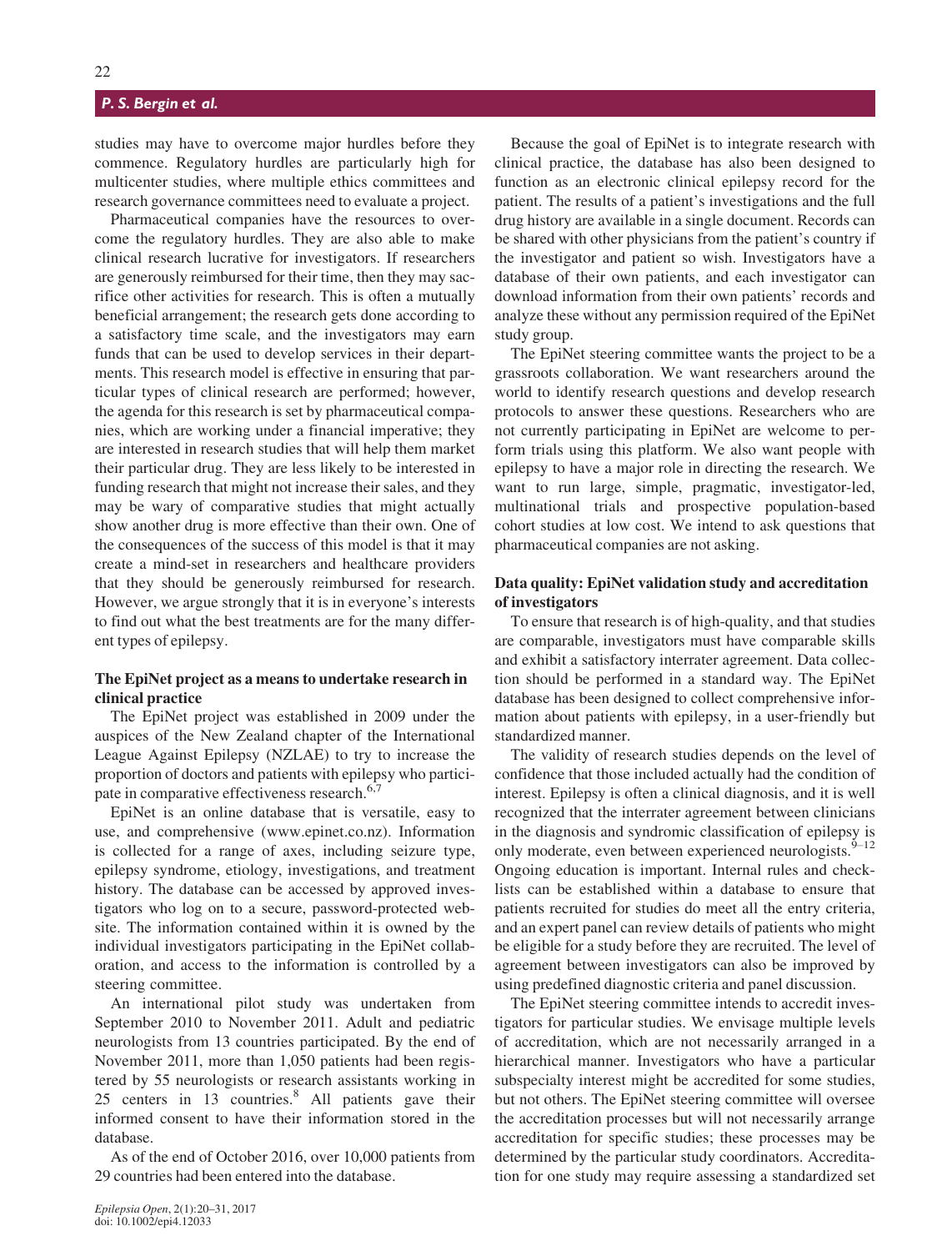studies may have to overcome major hurdles before they commence. Regulatory hurdles are particularly high for multicenter studies, where multiple ethics committees and research governance committees need to evaluate a project.

Pharmaceutical companies have the resources to overcome the regulatory hurdles. They are also able to make clinical research lucrative for investigators. If researchers are generously reimbursed for their time, then they may sacrifice other activities for research. This is often a mutually beneficial arrangement; the research gets done according to a satisfactory time scale, and the investigators may earn funds that can be used to develop services in their departments. This research model is effective in ensuring that particular types of clinical research are performed; however, the agenda for this research is set by pharmaceutical companies, which are working under a financial imperative; they are interested in research studies that will help them market their particular drug. They are less likely to be interested in funding research that might not increase their sales, and they may be wary of comparative studies that might actually show another drug is more effective than their own. One of the consequences of the success of this model is that it may create a mind-set in researchers and healthcare providers that they should be generously reimbursed for research. However, we argue strongly that it is in everyone's interests to find out what the best treatments are for the many different types of epilepsy.

### The EpiNet project as a means to undertake research in clinical practice

The EpiNet project was established in 2009 under the auspices of the New Zealand chapter of the International League Against Epilepsy (NZLAE) to try to increase the proportion of doctors and patients with epilepsy who participate in comparative effectiveness research.[6,7]

EpiNet is an online database that is versatile, easy to use, and comprehensive (www.epinet.co.nz). Information is collected for a range of axes, including seizure type, epilepsy syndrome, etiology, investigations, and treatment history. The database can be accessed by approved investigators who log on to a secure, password-protected website. The information contained within it is owned by the individual investigators participating in the EpiNet collaboration, and access to the information is controlled by a steering committee.

An international pilot study was undertaken from September 2010 to November 2011. Adult and pediatric neurologists from 13 countries participated. By the end of November 2011, more than 1,050 patients had been registered by 55 neurologists or research assistants working in 25 centers in 13 countries.[8] All patients gave their informed consent to have their information stored in the database.

As of the end of October 2016, over 10,000 patients from 29 countries had been entered into the database.

Because the goal of EpiNet is to integrate research with clinical practice, the database has also been designed to function as an electronic clinical epilepsy record for the patient. The results of a patient's investigations and the full drug history are available in a single document. Records can be shared with other physicians from the patient's country if the investigator and patient so wish. Investigators have a database of their own patients, and each investigator can download information from their own patients' records and analyze these without any permission required of the EpiNet study group.

The EpiNet steering committee wants the project to be a grassroots collaboration. We want researchers around the world to identify research questions and develop research protocols to answer these questions. Researchers who are not currently participating in EpiNet are welcome to perform trials using this platform. We also want people with epilepsy to have a major role in directing the research. We want to run large, simple, pragmatic, investigator-led, multinational trials and prospective population-based cohort studies at low cost. We intend to ask questions that pharmaceutical companies are not asking.

### Data quality: EpiNet validation study and accreditation of investigators

To ensure that research is of high-quality, and that studies are comparable, investigators must have comparable skills and exhibit a satisfactory interrater agreement. Data collection should be performed in a standard way. The EpiNet database has been designed to collect comprehensive information about patients with epilepsy, in a user-friendly but standardized manner.

The validity of research studies depends on the level of confidence that those included actually had the condition of interest. Epilepsy is often a clinical diagnosis, and it is well recognized that the interrater agreement between clinicians in the diagnosis and syndromic classification of epilepsy is only moderate, even between experienced neurologists.[9–12] Ongoing education is important. Internal rules and checklists can be established within a database to ensure that patients recruited for studies do meet all the entry criteria, and an expert panel can review details of patients who might be eligible for a study before they are recruited. The level of agreement between investigators can also be improved by using predefined diagnostic criteria and panel discussion.

The EpiNet steering committee intends to accredit investigators for particular studies. We envisage multiple levels of accreditation, which are not necessarily arranged in a hierarchical manner. Investigators who have a particular subspecialty interest might be accredited for some studies, but not others. The EpiNet steering committee will oversee the accreditation processes but will not necessarily arrange accreditation for specific studies; these processes may be determined by the particular study coordinators. Accreditation for one study may require assessing a standardized set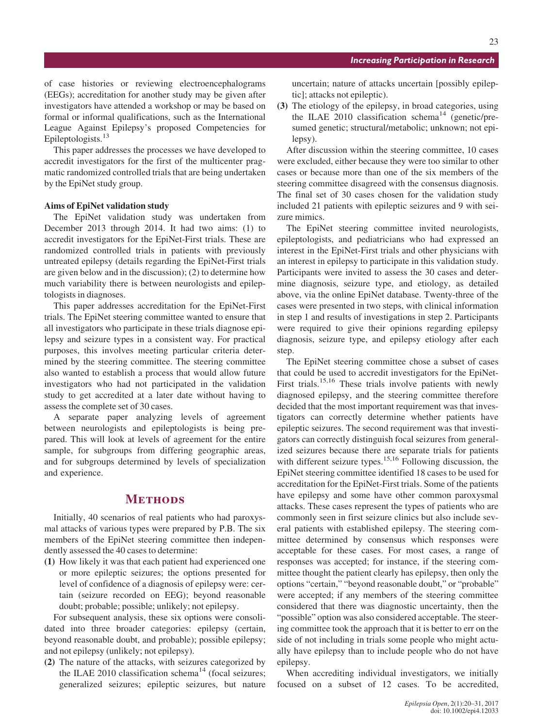of case histories or reviewing electroencephalograms (EEGs); accreditation for another study may be given after investigators have attended a workshop or may be based on formal or informal qualifications, such as the International League Against Epilepsy's proposed Competencies for Epileptologists.[13]

This paper addresses the processes we have developed to accredit investigators for the first of the multicenter pragmatic randomized controlled trials that are being undertaken by the EpiNet study group.

### Aims of EpiNet validation study

The EpiNet validation study was undertaken from December 2013 through 2014. It had two aims: (1) to accredit investigators for the EpiNet-First trials. These are randomized controlled trials in patients with previously untreated epilepsy (details regarding the EpiNet-First trials are given below and in the discussion); (2) to determine how much variability there is between neurologists and epileptologists in diagnoses.

This paper addresses accreditation for the EpiNet-First trials. The EpiNet steering committee wanted to ensure that all investigators who participate in these trials diagnose epilepsy and seizure types in a consistent way. For practical purposes, this involves meeting particular criteria determined by the steering committee. The steering committee also wanted to establish a process that would allow future investigators who had not participated in the validation study to get accredited at a later date without having to assess the complete set of 30 cases.

A separate paper analyzing levels of agreement between neurologists and epileptologists is being prepared. This will look at levels of agreement for the entire sample, for subgroups from differing geographic areas, and for subgroups determined by levels of specialization and experience.

## Methods

Initially, 40 scenarios of real patients who had paroxysmal attacks of various types were prepared by P.B. The six members of the EpiNet steering committee then independently assessed the 40 cases to determine:

**(1)** How likely it was that each patient had experienced one or more epileptic seizures; the options presented for level of confidence of a diagnosis of epilepsy were: certain (seizure recorded on EEG); beyond reasonable doubt; probable; possible; unlikely; not epilepsy.

For subsequent analysis, these six options were consolidated into three broader categories: epilepsy (certain, beyond reasonable doubt, and probable); possible epilepsy; and not epilepsy (unlikely; not epilepsy).

**(2)** The nature of the attacks, with seizures categorized by the ILAE 2010 classification schema[14] (focal seizures; generalized seizures; epileptic seizures, but nature uncertain; nature of attacks uncertain [possibly epileptic]; attacks not epileptic).

**(3)** The etiology of the epilepsy, in broad categories, using the ILAE 2010 classification schema[14] (genetic/presumed genetic; structural/metabolic; unknown; not epilepsy).

After discussion within the steering committee, 10 cases were excluded, either because they were too similar to other cases or because more than one of the six members of the steering committee disagreed with the consensus diagnosis. The final set of 30 cases chosen for the validation study included 21 patients with epileptic seizures and 9 with seizure mimics.

The EpiNet steering committee invited neurologists, epileptologists, and pediatricians who had expressed an interest in the EpiNet-First trials and other physicians with an interest in epilepsy to participate in this validation study. Participants were invited to assess the 30 cases and determine diagnosis, seizure type, and etiology, as detailed above, via the online EpiNet database. Twenty-three of the cases were presented in two steps, with clinical information in step 1 and results of investigations in step 2. Participants were required to give their opinions regarding epilepsy diagnosis, seizure type, and epilepsy etiology after each step.

The EpiNet steering committee chose a subset of cases that could be used to accredit investigators for the EpiNet-First trials.[15,16] These trials involve patients with newly diagnosed epilepsy, and the steering committee therefore decided that the most important requirement was that investigators can correctly determine whether patients have epileptic seizures. The second requirement was that investigators can correctly distinguish focal seizures from generalized seizures because there are separate trials for patients with different seizure types.[15,16] Following discussion, the EpiNet steering committee identified 18 cases to be used for accreditation for the EpiNet-First trials. Some of the patients have epilepsy and some have other common paroxysmal attacks. These cases represent the types of patients who are commonly seen in first seizure clinics but also include several patients with established epilepsy. The steering committee determined by consensus which responses were acceptable for these cases. For most cases, a range of responses was accepted; for instance, if the steering committee thought the patient clearly has epilepsy, then only the options "certain," "beyond reasonable doubt," or "probable" were accepted; if any members of the steering committee considered that there was diagnostic uncertainty, then the "possible" option was also considered acceptable. The steering committee took the approach that it is better to err on the side of not including in trials some people who might actually have epilepsy than to include people who do not have epilepsy.

When accrediting individual investigators, we initially focused on a subset of 12 cases. To be accredited,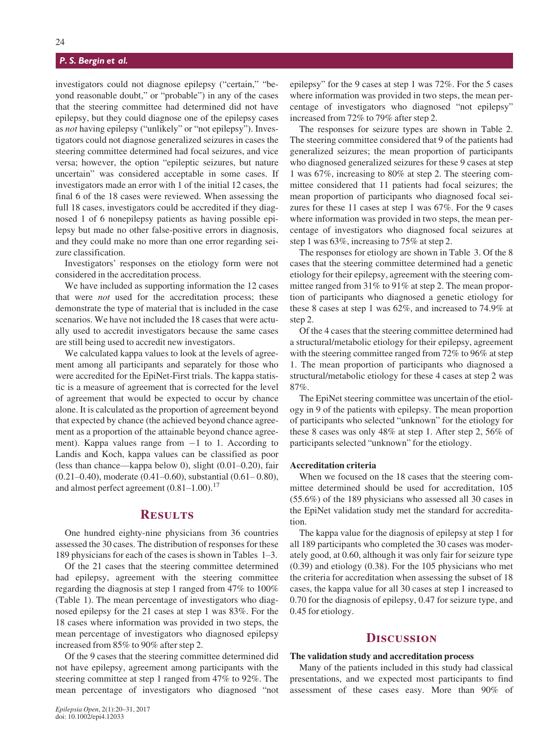investigators could not diagnose epilepsy ("certain," "beyond reasonable doubt," or "probable") in any of the cases that the steering committee had determined did not have epilepsy, but they could diagnose one of the epilepsy cases as *not* having epilepsy ("unlikely" or "not epilepsy"). Investigators could not diagnose generalized seizures in cases the steering committee determined had focal seizures, and vice versa; however, the option "epileptic seizures, but nature uncertain" was considered acceptable in some cases. If investigators made an error with 1 of the initial 12 cases, the final 6 of the 18 cases were reviewed. When assessing the full 18 cases, investigators could be accredited if they diagnosed 1 of 6 nonepilepsy patients as having possible epilepsy but made no other false-positive errors in diagnosis, and they could make no more than one error regarding seizure classification.

Investigators' responses on the etiology form were not considered in the accreditation process.

We have included as supporting information the 12 cases that were *not* used for the accreditation process; these demonstrate the type of material that is included in the case scenarios. We have not included the 18 cases that were actually used to accredit investigators because the same cases are still being used to accredit new investigators.

We calculated kappa values to look at the levels of agreement among all participants and separately for those who were accredited for the EpiNet-First trials. The kappa statistic is a measure of agreement that is corrected for the level of agreement that would be expected to occur by chance alone. It is calculated as the proportion of agreement beyond that expected by chance (the achieved beyond chance agreement as a proportion of the attainable beyond chance agreement). Kappa values range from −1 to 1. According to Landis and Koch, kappa values can be classified as poor (less than chance—kappa below 0), slight (0.01–0.20), fair (0.21–0.40), moderate (0.41–0.60), substantial (0.61– 0.80), and almost perfect agreement (0.81–1.00).[17]

## Results

One hundred eighty-nine physicians from 36 countries assessed the 30 cases. The distribution of responses for these 189 physicians for each of the cases is shown in Tables 1–3.

Of the 21 cases that the steering committee determined had epilepsy, agreement with the steering committee regarding the diagnosis at step 1 ranged from 47% to 100% (Table 1). The mean percentage of investigators who diagnosed epilepsy for the 21 cases at step 1 was 83%. For the 18 cases where information was provided in two steps, the mean percentage of investigators who diagnosed epilepsy increased from 85% to 90% after step 2.

Of the 9 cases that the steering committee determined did not have epilepsy, agreement among participants with the steering committee at step 1 ranged from 47% to 92%. The mean percentage of investigators who diagnosed "not epilepsy" for the 9 cases at step 1 was 72%. For the 5 cases where information was provided in two steps, the mean percentage of investigators who diagnosed "not epilepsy" increased from 72% to 79% after step 2.

The responses for seizure types are shown in Table 2. The steering committee considered that 9 of the patients had generalized seizures; the mean proportion of participants who diagnosed generalized seizures for these 9 cases at step 1 was 67%, increasing to 80% at step 2. The steering committee considered that 11 patients had focal seizures; the mean proportion of participants who diagnosed focal seizures for these 11 cases at step 1 was 67%. For the 9 cases where information was provided in two steps, the mean percentage of investigators who diagnosed focal seizures at step 1 was 63%, increasing to 75% at step 2.

The responses for etiology are shown in Table 3. Of the 8 cases that the steering committee determined had a genetic etiology for their epilepsy, agreement with the steering committee ranged from 31% to 91% at step 2. The mean proportion of participants who diagnosed a genetic etiology for these 8 cases at step 1 was 62%, and increased to 74.9% at step 2.

Of the 4 cases that the steering committee determined had a structural/metabolic etiology for their epilepsy, agreement with the steering committee ranged from 72% to 96% at step 1. The mean proportion of participants who diagnosed a structural/metabolic etiology for these 4 cases at step 2 was 87%.

The EpiNet steering committee was uncertain of the etiology in 9 of the patients with epilepsy. The mean proportion of participants who selected "unknown" for the etiology for these 8 cases was only 48% at step 1. After step 2, 56% of participants selected "unknown" for the etiology.

### Accreditation criteria

When we focused on the 18 cases that the steering committee determined should be used for accreditation, 105 (55.6%) of the 189 physicians who assessed all 30 cases in the EpiNet validation study met the standard for accreditation.

The kappa value for the diagnosis of epilepsy at step 1 for all 189 participants who completed the 30 cases was moderately good, at 0.60, although it was only fair for seizure type (0.39) and etiology (0.38). For the 105 physicians who met the criteria for accreditation when assessing the subset of 18 cases, the kappa value for all 30 cases at step 1 increased to 0.70 for the diagnosis of epilepsy, 0.47 for seizure type, and 0.45 for etiology.

## Discussion

### The validation study and accreditation process

Many of the patients included in this study had classical presentations, and we expected most participants to find assessment of these cases easy. More than 90% of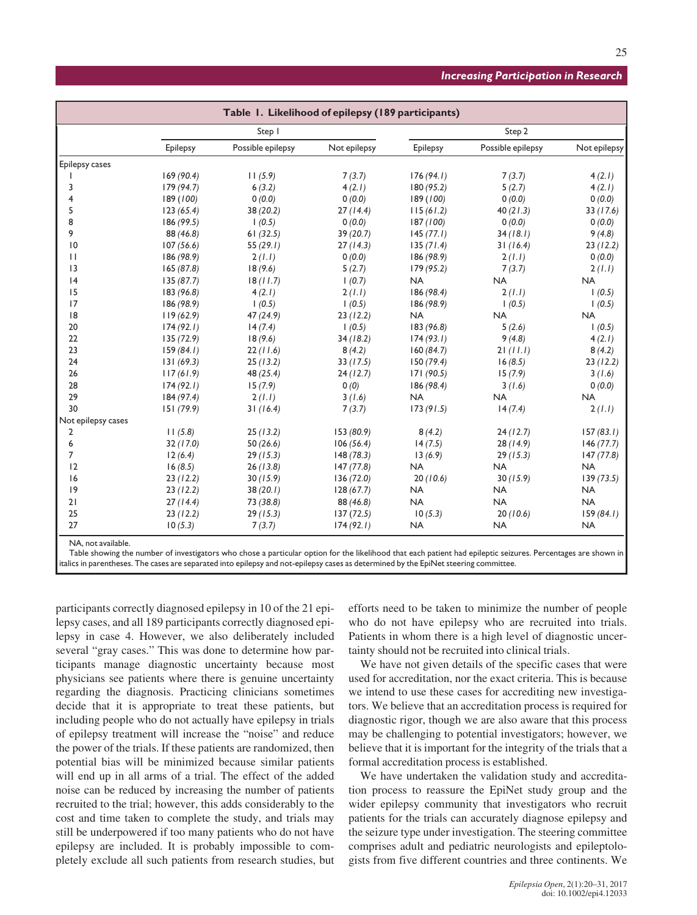**Table 1. Likelihood of epilepsy (189 participants)**

| | Step 1 | | | Step 2 | | |
|---|---|---|---|---|---|---|
| | Epilepsy | Possible epilepsy | Not epilepsy | Epilepsy | Possible epilepsy | Not epilepsy |
| Epilepsy cases | | | | | | |
| 1 | 169 *(90.4)* | 11 *(5.9)* | 7 *(3.7)* | 176 *(94.1)* | 7 *(3.7)* | 4 *(2.1)* |
| 3 | 179 *(94.7)* | 6 *(3.2)* | 4 *(2.1)* | 180 *(95.2)* | 5 *(2.7)* | 4 *(2.1)* |
| 4 | 189 *(100)* | 0 *(0.0)* | 0 *(0.0)* | 189 *(100)* | 0 *(0.0)* | 0 *(0.0)* |
| 5 | 123 *(65.4)* | 38 *(20.2)* | 27 *(14.4)* | 115 *(61.2)* | 40 *(21.3)* | 33 *(17.6)* |
| 8 | 186 *(99.5)* | 1 *(0.5)* | 0 *(0.0)* | 187 *(100)* | 0 *(0.0)* | 0 *(0.0)* |
| 9 | 88 *(46.8)* | 61 *(32.5)* | 39 *(20.7)* | 145 *(77.1)* | 34 *(18.1)* | 9 *(4.8)* |
| 10 | 107 *(56.6)* | 55 *(29.1)* | 27 *(14.3)* | 135 *(71.4)* | 31 *(16.4)* | 23 *(12.2)* |
| 11 | 186 *(98.9)* | 2 *(1.1)* | 0 *(0.0)* | 186 *(98.9)* | 2 *(1.1)* | 0 *(0.0)* |
| 13 | 165 *(87.8)* | 18 *(9.6)* | 5 *(2.7)* | 179 *(95.2)* | 7 *(3.7)* | 2 *(1.1)* |
| 14 | 135 *(87.7)* | 18 *(11.7)* | 1 *(0.7)* | NA | NA | NA |
| 15 | 183 *(96.8)* | 4 *(2.1)* | 2 *(1.1)* | 186 *(98.4)* | 2 *(1.1)* | 1 *(0.5)* |
| 17 | 186 *(98.9)* | 1 *(0.5)* | 1 *(0.5)* | 186 *(98.9)* | 1 *(0.5)* | 1 *(0.5)* |
| 18 | 119 *(62.9)* | 47 *(24.9)* | 23 *(12.2)* | NA | NA | NA |
| 20 | 174 *(92.1)* | 14 *(7.4)* | 1 *(0.5)* | 183 *(96.8)* | 5 *(2.6)* | 1 *(0.5)* |
| 22 | 135 *(72.9)* | 18 *(9.6)* | 34 *(18.2)* | 174 *(93.1)* | 9 *(4.8)* | 4 *(2.1)* |
| 23 | 159 *(84.1)* | 22 *(11.6)* | 8 *(4.2)* | 160 *(84.7)* | 21 *(11.1)* | 8 *(4.2)* |
| 24 | 131 *(69.3)* | 25 *(13.2)* | 33 *(17.5)* | 150 *(79.4)* | 16 *(8.5)* | 23 *(12.2)* |
| 26 | 117 *(61.9)* | 48 *(25.4)* | 24 *(12.7)* | 171 *(90.5)* | 15 *(7.9)* | 3 *(1.6)* |
| 28 | 174 *(92.1)* | 15 *(7.9)* | 0 *(0)* | 186 *(98.4)* | 3 *(1.6)* | 0 *(0.0)* |
| 29 | 184 *(97.4)* | 2 *(1.1)* | 3 *(1.6)* | NA | NA | NA |
| 30 | 151 *(79.9)* | 31 *(16.4)* | 7 *(3.7)* | 173 *(91.5)* | 14 *(7.4)* | 2 *(1.1)* |
| Not epilepsy cases | | | | | | |
| 2 | 11 *(5.8)* | 25 *(13.2)* | 153 *(80.9)* | 8 *(4.2)* | 24 *(12.7)* | 157 *(83.1)* |
| 6 | 32 *(17.0)* | 50 *(26.6)* | 106 *(56.4)* | 14 *(7.5)* | 28 *(14.9)* | 146 *(77.7)* |
| 7 | 12 *(6.4)* | 29 *(15.3)* | 148 *(78.3)* | 13 *(6.9)* | 29 *(15.3)* | 147 *(77.8)* |
| 12 | 16 *(8.5)* | 26 *(13.8)* | 147 *(77.8)* | NA | NA | NA |
| 16 | 23 *(12.2)* | 30 *(15.9)* | 136 *(72.0)* | 20 *(10.6)* | 30 *(15.9)* | 139 *(73.5)* |
| 19 | 23 *(12.2)* | 38 *(20.1)* | 128 *(67.7)* | NA | NA | NA |
| 21 | 27 *(14.4)* | 73 *(38.8)* | 88 *(46.8)* | NA | NA | NA |
| 25 | 23 *(12.2)* | 29 *(15.3)* | 137 *(72.5)* | 10 *(5.3)* | 20 *(10.6)* | 159 *(84.1)* |
| 27 | 10 *(5.3)* | 7 *(3.7)* | 174 *(92.1)* | NA | NA | NA |

NA, not available.

Table showing the number of investigators who chose a particular option for the likelihood that each patient had epileptic seizures. Percentages are shown in italics in parentheses. The cases are separated into epilepsy and not-epilepsy cases as determined by the EpiNet steering committee.

participants correctly diagnosed epilepsy in 10 of the 21 epilepsy cases, and all 189 participants correctly diagnosed epilepsy in case 4. However, we also deliberately included several "gray cases." This was done to determine how participants manage diagnostic uncertainty because most physicians see patients where there is genuine uncertainty regarding the diagnosis. Practicing clinicians sometimes decide that it is appropriate to treat these patients, but including people who do not actually have epilepsy in trials of epilepsy treatment will increase the "noise" and reduce the power of the trials. If these patients are randomized, then potential bias will be minimized because similar patients will end up in all arms of a trial. The effect of the added noise can be reduced by increasing the number of patients recruited to the trial; however, this adds considerably to the cost and time taken to complete the study, and trials may still be underpowered if too many patients who do not have epilepsy are included. It is probably impossible to completely exclude all such patients from research studies, but efforts need to be taken to minimize the number of people who do not have epilepsy who are recruited into trials. Patients in whom there is a high level of diagnostic uncertainty should not be recruited into clinical trials.

We have not given details of the specific cases that were used for accreditation, nor the exact criteria. This is because we intend to use these cases for accrediting new investigators. We believe that an accreditation process is required for diagnostic rigor, though we are also aware that this process may be challenging to potential investigators; however, we believe that it is important for the integrity of the trials that a formal accreditation process is established.

We have undertaken the validation study and accreditation process to reassure the EpiNet study group and the wider epilepsy community that investigators who recruit patients for the trials can accurately diagnose epilepsy and the seizure type under investigation. The steering committee comprises adult and pediatric neurologists and epileptologists from five different countries and three continents. We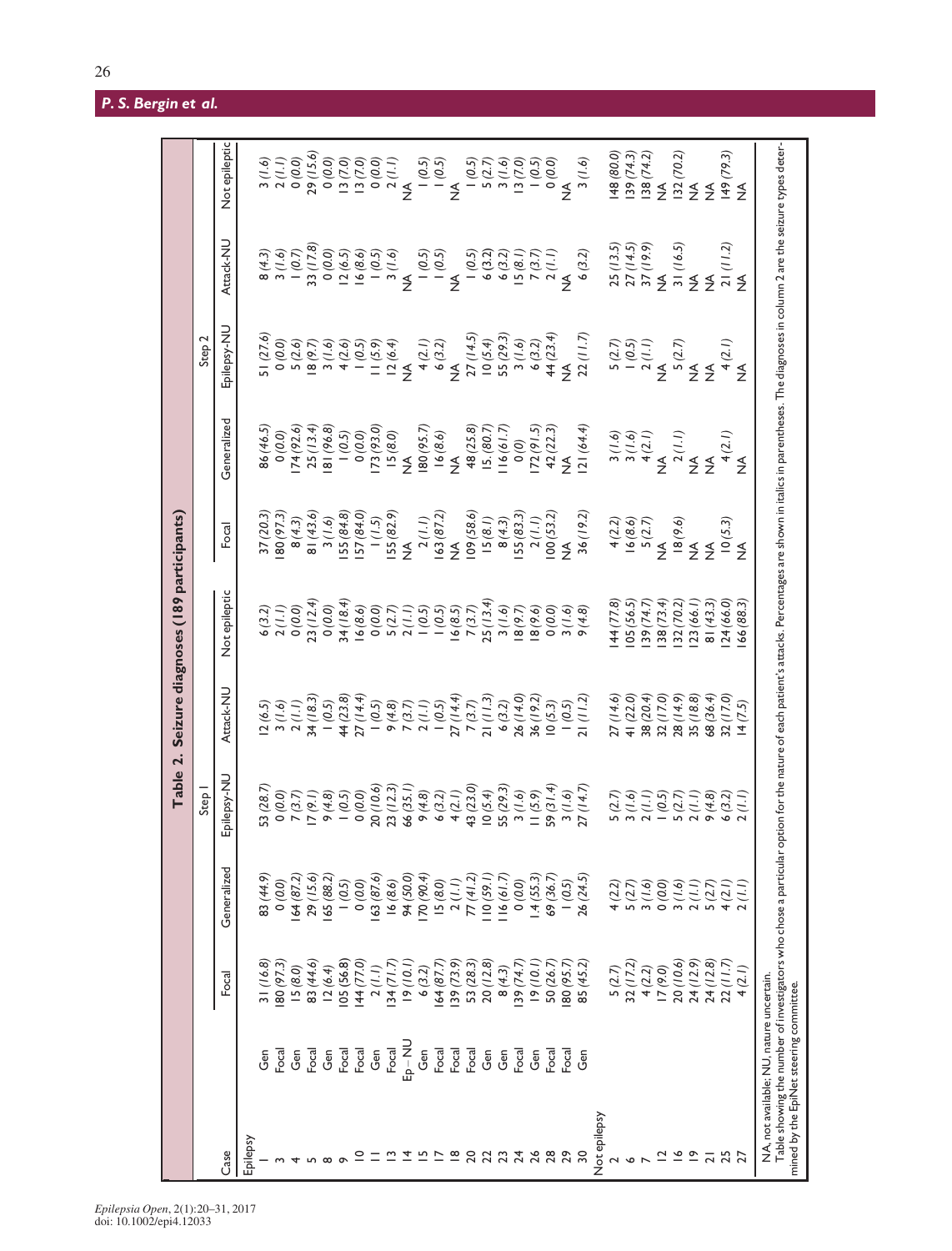**Table 2. Seizure diagnoses (189 participants)**

| Case | | Step 1 | | | | | Step 2 | | | | |
|---|---|---|---|---|---|---|---|---|---|---|---|
| | | Focal | Generalized | Epilepsy-NU | Attack-NU | Not epileptic | Focal | Generalized | Epilepsy-NU | Attack-NU | Not epileptic |
| Epilepsy | | | | | | | | | | | |
| 1 | Gen | 31 *(16.8)* | 83 *(44.9)* | 53 *(28.7)* | 12 *(6.5)* | 6 *(3.2)* | 37 *(20.3)* | 86 *(46.5)* | 51 *(27.6)* | 8 *(4.3)* | 3 *(1.6)* |
| 3 | Focal | 180 *(97.3)* | 0 *(0.0)* | 0 *(0.0)* | 3 *(1.6)* | 2 *(1.1)* | 180 *(97.3)* | 0 *(0.0)* | 0 *(0.0)* | 3 *(1.6)* | 2 *(1.1)* |
| 4 | Gen | 15 *(8.0)* | 164 *(87.2)* | 7 *(3.7)* | 2 *(1.1)* | 0 *(0.0)* | 8 *(4.3)* | 174 *(92.6)* | 5 *(2.6)* | 1 *(0.7)* | 0 *(0.0)* |
| 5 | Focal | 83 *(44.6)* | 29 *(15.6)* | 17 *(9.1)* | 34 *(18.3)* | 23 *(12.4)* | 81 *(43.6)* | 25 *(13.4)* | 18 *(9.7)* | 33 *(17.8)* | 29 *(15.6)* |
| 8 | Gen | 12 *(6.4)* | 165 *(88.2)* | 9 *(4.8)* | 1 *(0.5)* | 0 *(0.0)* | 3 *(1.6)* | 181 *(96.8)* | 3 *(1.6)* | 0 *(0.0)* | 0 *(0.0)* |
| 9 | Focal | 105 *(56.8)* | 1 *(0.5)* | 1 *(0.5)* | 44 *(23.8)* | 34 *(18.4)* | 155 *(84.8)* | 1 *(0.5)* | 4 *(2.6)* | 12 *(6.5)* | 13 *(7.0)* |
| 10 | Focal | 144 *(77.0)* | 0 *(0.0)* | 0 *(0.0)* | 27 *(14.4)* | 16 *(8.6)* | 157 *(84.0)* | 0 *(0.0)* | 1 *(0.5)* | 16 *(8.6)* | 13 *(7.0)* |
| 11 | Gen | 2 *(1.1)* | 163 *(87.6)* | 20 *(10.6)* | 1 *(0.5)* | 0 *(0.0)* | 1 *(1.5)* | 173 *(93.0)* | 11 *(5.9)* | 1 *(0.5)* | 0 *(0.0)* |
| 13 | Focal | 134 *(71.7)* | 16 *(8.6)* | 23 *(12.3)* | 9 *(4.8)* | 5 *(2.7)* | 155 *(82.9)* | 15 *(8.0)* | 12 *(6.4)* | 3 *(1.6)* | 2 *(1.1)* |
| 14 | Ep – NU | 19 *(10.1)* | 94 *(50.0)* | 66 *(35.1)* | 7 *(3.7)* | 2 *(1.1)* | NA | NA | NA | NA | NA |
| 15 | Gen | 6 *(3.2)* | 170 *(90.4)* | 9 *(4.8)* | 2 *(1.1)* | 1 *(0.5)* | 2 *(1.1)* | 180 *(95.7)* | 4 *(2.1)* | 1 *(0.5)* | 1 *(0.5)* |
| 17 | Focal | 164 *(87.7)* | 15 *(8.0)* | 6 *(3.2)* | 1 *(0.5)* | 1 *(0.5)* | 163 *(87.2)* | 16 *(8.6)* | 6 *(3.2)* | 1 *(0.5)* | 1 *(0.5)* |
| 18 | Focal | 139 *(73.9)* | 2 *(1.1)* | 4 *(2.1)* | 27 *(14.4)* | 16 *(8.5)* | NA | NA | NA | NA | NA |
| 20 | Focal | 53 *(28.3)* | 77 *(41.2)* | 43 *(23.0)* | 7 *(3.7)* | 7 *(3.7)* | 109 *(58.6)* | 48 *(25.8)* | 27 *(14.5)* | 1 *(0.5)* | 1 *(0.5)* |
| 22 | Gen | 20 *(12.8)* | 110 *(59.1)* | 10 *(5.4)* | 21 *(11.3)* | 25 *(13.4)* | 15 *(8.1)* | 15. *(80.7)* | 10 *(5.4)* | 6 *(3.2)* | 5 *(2.7)* |
| 23 | Gen | 8 *(4.3)* | 116 *(61.7)* | 55 *(29.3)* | 6 *(3.2)* | 3 *(1.6)* | 8 *(4.3)* | 116 *(61.7)* | 55 *(29.3)* | 6 *(3.2)* | 3 *(1.6)* |
| 24 | Focal | 139 *(74.7)* | 0 *(0.0)* | 3 *(1.6)* | 26 *(14.0)* | 18 *(9.7)* | 155 *(83.3)* | 0 *(0)* | 3 *(1.6)* | 15 *(8.1)* | 13 *(7.0)* |
| 26 | Gen | 19 *(10.1)* | 1.4 *(55.3)* | 11 *(5.9)* | 36 *(19.2)* | 18 *(9.6)* | 2 *(1.1)* | 172 *(91.5)* | 6 *(3.2)* | 7 *(3.7)* | 1 *(0.5)* |
| 28 | Focal | 50 *(26.7)* | 69 *(36.7)* | 59 *(31.4)* | 10 *(5.3)* | 0 *(0.0)* | 100 *(53.2)* | 42 *(22.3)* | 44 *(23.4)* | 2 *(1.1)* | 0 *(0.0)* |
| 29 | Focal | 180 *(95.7)* | 1 *(0.5)* | 3 *(1.6)* | 1 *(0.5)* | 3 *(1.6)* | NA | NA | NA | NA | NA |
| 30 | Gen | 85 *(45.2)* | 26 *(24.5)* | 27 *(14.7)* | 21 *(11.2)* | 9 *(4.8)* | 36 *(19.2)* | 121 *(64.4)* | 22 *(11.7)* | 6 *(3.2)* | 3 *(1.6)* |
| Not epilepsy | | | | | | | | | | | |
| 2 | | 5 *(2.7)* | 4 *(2.2)* | 5 *(2.7)* | 27 *(14.6)* | 144 *(77.8)* | 4 *(2.2)* | 3 *(1.6)* | 5 *(2.7)* | 25 *(13.5)* | 148 *(80.0)* |
| 6 | | 32 *(17.2)* | 5 *(2.7)* | 3 *(1.6)* | 41 *(22.0)* | 105 *(56.5)* | 16 *(8.6)* | 3 *(1.6)* | 1 *(0.5)* | 27 *(14.5)* | 139 *(74.3)* |
| 7 | | 4 *(2.2)* | 3 *(1.6)* | 2 *(1.1)* | 38 *(20.4)* | 139 *(74.7)* | 5 *(2.7)* | 4 *(2.1)* | 2 *(1.1)* | 37 *(19.9)* | 138 *(74.2)* |
| 12 | | 17 *(9.0)* | 0 *(0.0)* | 1 *(0.5)* | 32 *(17.0)* | 138 *(73.4)* | NA | NA | NA | NA | NA |
| 16 | | 20 *(10.6)* | 3 *(1.6)* | 5 *(2.7)* | 28 *(14.9)* | 132 *(70.2)* | 18 *(9.6)* | 2 *(1.1)* | 5 *(2.7)* | 31 *(16.5)* | 132 *(70.2)* |
| 19 | | 24 *(12.9)* | 2 *(1.1)* | 2 *(1.1)* | 35 *(18.8)* | 123 *(66.1)* | NA | NA | NA | NA | NA |
| 21 | | 24 *(12.8)* | 5 *(2.7)* | 9 *(4.8)* | 68 *(36.4)* | 81 *(43.3)* | NA | NA | NA | NA | NA |
| 25 | | 22 *(11.7)* | 4 *(2.1)* | 6 *(3.2)* | 32 *(17.0)* | 124 *(66.0)* | 10 *(5.3)* | 4 *(2.1)* | 4 *(2.1)* | 21 *(11.2)* | 149 *(79.3)* |
| 27 | | 4 *(2.1)* | 2 *(1.1)* | 2 *(1.1)* | 14 *(7.5)* | 166 *(88.3)* | NA | NA | NA | NA | NA |

NA, not available; NU, nature uncertain.

Table showing the number of investigators who chose a particular option for the nature of each patient's attacks. Percentages are shown in italics in parentheses. The diagnoses in column 2 are the seizure types determined by the EpiNet steering committee.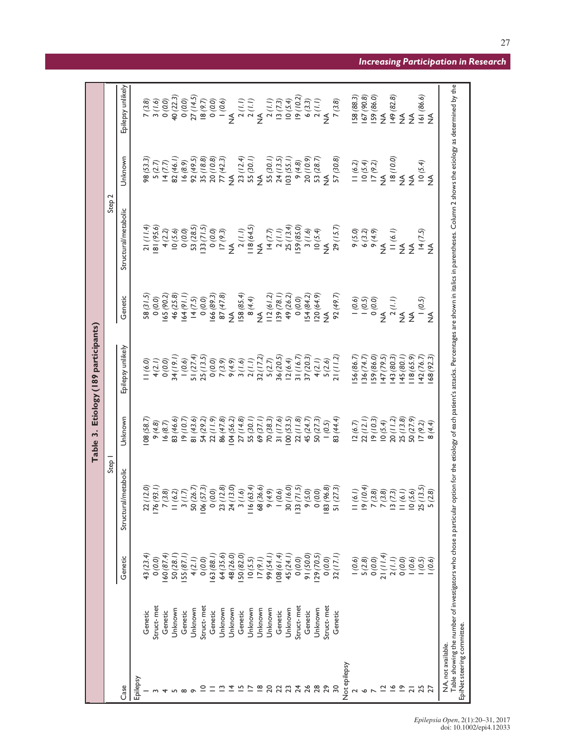**Table 3. Etiology (189 participants)**

| Case | | Step 1 | | | | Step 2 | | | |
|---|---|---|---|---|---|---|---|---|---|
| | | Genetic | Structural/metabolic | Unknown | Epilepsy unlikely | Genetic | Structural/metabolic | Unknown | Epilepsy unlikely |
| Epilepsy | | | | | | | | | |
| 1 | Genetic | 43 *(23.4)* | 22 *(12.0)* | 108 *(58.7)* | 11 *(6.0)* | 58 *(31.5)* | 21 *(11.4)* | 98 *(53.3)* | 7 *(3.8)* |
| 3 | Struct- met | 0 *(0.0)* | 176 *(93.1)* | 9 *(4.8)* | 4 *(2.1)* | 0 *(0.0)* | 181 *(95.6)* | 5 *(2.7)* | 3 *(1.6)* |
| 4 | Genetic | 160 *(87.4)* | 7 *(3.8)* | 16 *(8.7)* | 0 *(0.0)* | 165 *(90.2)* | 4 *(2.2)* | 14 *(7.7)* | 0 *(0.0)* |
| 5 | Unknown | 50 *(28.1)* | 11 *(6.2)* | 83 *(46.6)* | 34 *(19.1)* | 46 *(25.8)* | 10 *(5.6)* | 82 *(46.1)* | 40 *(22.3)* |
| 8 | Genetic | 155 *(87.1)* | 3 *(1.7)* | 19 *(10.7)* | 1 *(0.6)* | 164 *(91.1)* | 0 *(0.0)* | 16 *(8.9)* | 0 *(0.0)* |
| 9 | Unknown | 4 *(2.1)* | 50 *(26.7)* | 81 *(43.6)* | 51 *(27.4)* | 14 *(7.5)* | 53 *(28.5)* | 92 *(49.5)* | 27 *(14.5)* |
| 10 | Struct- met | 0 *(0.0)* | 106 *(57.3)* | 54 *(29.2)* | 25 *(13.5)* | 0 *(0.0)* | 133 *(71.5)* | 35 *(18.8)* | 18 *(9.7)* |
| 11 | Genetic | 163 *(88.1)* | 0 *(0.0)* | 22 *(11.9)* | 0 *(0.0)* | 166 *(89.3)* | 0 *(0.0)* | 20 *(10.8)* | 0 *(0.0)* |
| 13 | Unknown | 64 *(35.6)* | 23 *(12.8)* | 86 *(47.8)* | 7 *(3.9)* | 87 *(47.8)* | 17 *(9.3)* | 77 *(42.3)* | 1 *(0.6)* |
| 14 | Unknown | 48 *(26.0)* | 24 *(13.0)* | 104 *(56.2)* | 9 *(4.9)* | NA | NA | NA | NA |
| 15 | Genetic | 150 *(82.0)* | 3 *(1.6)* | 27 *(14.8)* | 3 *(1.6)* | 158 *(85.4)* | 2 *(1.1)* | 23 *(12.4)* | 2 *(1.1)* |
| 17 | Unknown | 10 *(5.5)* | 116 *(63.4)* | 55 *(30.1)* | 2 *(1.1)* | 8 *(4.4)* | 118 *(64.5)* | 55 *(30.1)* | 2 *(1.1)* |
| 18 | Unknown | 17 *(9.1)* | 68 *(36.6)* | 69 *(37.1)* | 32 *(17.2)* | NA | NA | NA | NA |
| 20 | Unknown | 99 *(54.1)* | 9 *(4.9)* | 70 *(38.3)* | 5 *(2.7)* | 112 *(61.2)* | 14 *(7.7)* | 55 *(30.1)* | 2 *(1.1)* |
| 22 | Genetic | 108 *(61.4)* | 1 *(0.6)* | 31 *(17.6)* | 36 *(20.5)* | 139 *(78.1)* | 2 *(1.1)* | 24 *(13.5)* | 13 *(7.3)* |
| 23 | Unknown | 45 *(24.1)* | 30 *(16.0)* | 100 *(53.5)* | 12 *(6.4)* | 49 *(26.2)* | 25 *(13.4)* | 103 *(55.1)* | 10 *(5.4)* |
| 24 | Struct- met | 0 *(0.0)* | 133 *(71.5)* | 22 *(11.8)* | 31 *(16.7)* | 0 *(0.0)* | 159 *(85.0)* | 9 *(4.8)* | 19 *(10.2)* |
| 26 | Genetic | 91 *(50.0)* | 9 *(5.0)* | 45 *(24.7)* | 37 *(20.3)* | 154 *(84.2)* | 3 *(1.6)* | 20 *(10.9)* | 6 *(3.3)* |
| 28 | Unknown | 129 *(70.5)* | 0 *(0.0)* | 50 *(27.3)* | 4 *(2.1)* | 120 *(64.9)* | 10 *(5.4)* | 53 *(28.7)* | 2 *(1.1)* |
| 29 | Struct- met | 0 *(0.0)* | 183 *(96.8)* | 1 *(0.5)* | 5 *(2.6)* | NA | NA | NA | NA |
| 30 | Genetic | 32 *(17.1)* | 51 *(27.3)* | 83 *(44.4)* | 21 *(11.2)* | 92 *(49.7)* | 29 *(15.7)* | 57 *(30.8)* | 7 *(3.8)* |
| Not epilepsy | | | | | | | | | |
| 2 | | 1 *(0.6)* | 11 *(6.1)* | 12 *(6.7)* | 156 *(86.7)* | 1 *(0.6)* | 9 *(5.0)* | 11 *(6.2)* | 158 *(88.3)* |
| 6 | | 5 *(2.8)* | 19 *(10.4)* | 22 *(12.1)* | 136 *(74.7)* | 1 *(0.5)* | 6 *(3.2)* | 10 *(5.4)* | 167 *(90.8)* |
| 7 | | 0 *(0.0)* | 7 *(3.8)* | 19 *(10.3)* | 159 *(86.0)* | 0 *(0.0)* | 9 *(4.9)* | 17 *(9.2)* | 159 *(86.0)* |
| 12 | | 21 *(11.4)* | 7 *(3.8)* | 10 *(5.4)* | 147 *(79.5)* | NA | NA | NA | NA |
| 16 | | 2 *(1.1)* | 13 *(7.3)* | 20 *(11.2)* | 143 *(80.3)* | 2 *(1.1)* | 11 *(6.1)* | 18 *(10.0)* | 149 *(82.8)* |
| 19 | | 0 *(0.0)* | 11 *(6.1)* | 25 *(13.8)* | 145 *(80.1)* | NA | NA | NA | NA |
| 21 | | 1 *(0.6)* | 10 *(5.6)* | 50 *(27.9)* | 118 *(65.9)* | NA | NA | NA | NA |
| 25 | | 1 *(0.5)* | 25 *(13.5)* | 17 *(9.2)* | 142 *(76.7)* | 1 *(0.5)* | 14 *(7.5)* | 10 *(5.4)* | 161 *(86.6)* |
| 27 | | 1 *(0.6)* | 5 *(2.8)* | 8 *(4.4)* | 168 *(92.3)* | NA | NA | NA | NA |

NA, not available.
Table showing the number of investigators who chose a particular option for the etiology of each patient's attacks. Percentages are shown in italics in parentheses. Column 2 shows the etiology as determined by the EpiNet steering committee.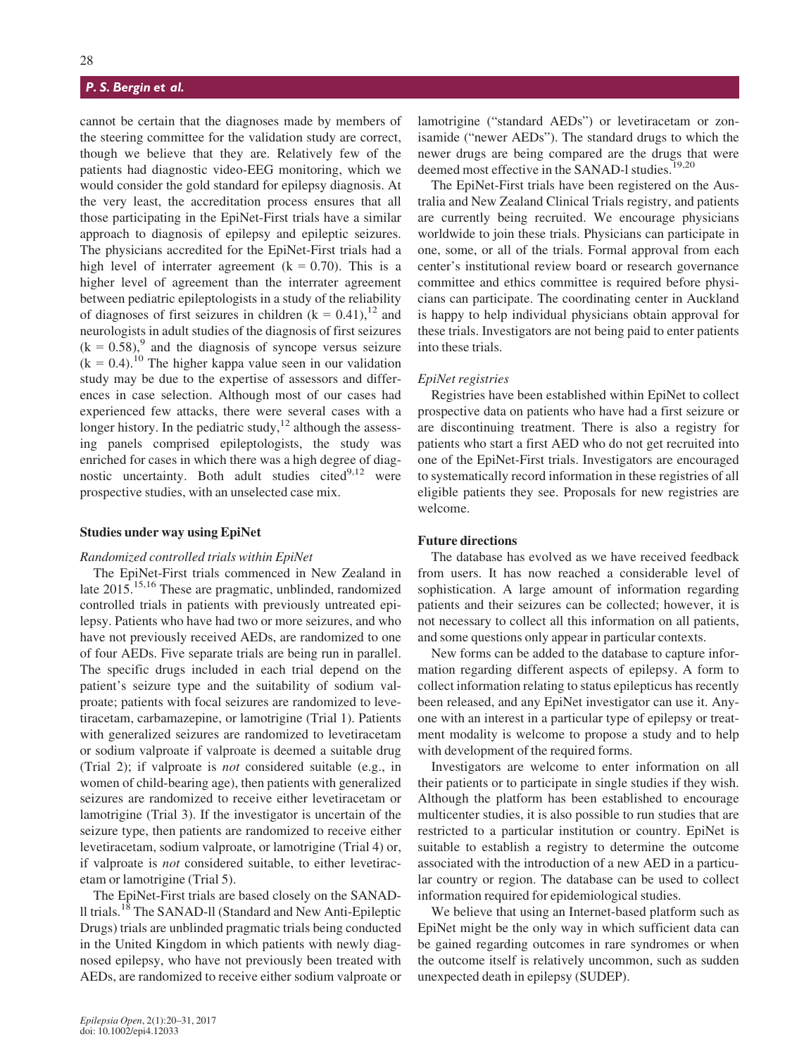cannot be certain that the diagnoses made by members of the steering committee for the validation study are correct, though we believe that they are. Relatively few of the patients had diagnostic video-EEG monitoring, which we would consider the gold standard for epilepsy diagnosis. At the very least, the accreditation process ensures that all those participating in the EpiNet-First trials have a similar approach to diagnosis of epilepsy and epileptic seizures. The physicians accredited for the EpiNet-First trials had a high level of interrater agreement ($k = 0.70$). This is a higher level of agreement than the interrater agreement between pediatric epileptologists in a study of the reliability of diagnoses of first seizures in children ($k = 0.41$),[12] and neurologists in adult studies of the diagnosis of first seizures ($k = 0.58$),[9] and the diagnosis of syncope versus seizure ($k = 0.4$).[10] The higher kappa value seen in our validation study may be due to the expertise of assessors and differences in case selection. Although most of our cases had experienced few attacks, there were several cases with a longer history. In the pediatric study,[12] although the assessing panels comprised epileptologists, the study was enriched for cases in which there was a high degree of diagnostic uncertainty. Both adult studies cited[9,12] were prospective studies, with an unselected case mix.

## Studies under way using EpiNet

### *Randomized controlled trials within EpiNet*

The EpiNet-First trials commenced in New Zealand in late 2015.[15,16] These are pragmatic, unblinded, randomized controlled trials in patients with previously untreated epilepsy. Patients who have had two or more seizures, and who have not previously received AEDs, are randomized to one of four AEDs. Five separate trials are being run in parallel. The specific drugs included in each trial depend on the patient's seizure type and the suitability of sodium valproate; patients with focal seizures are randomized to levetiracetam, carbamazepine, or lamotrigine (Trial 1). Patients with generalized seizures are randomized to levetiracetam or sodium valproate if valproate is deemed a suitable drug (Trial 2); if valproate is *not* considered suitable (e.g., in women of child-bearing age), then patients with generalized seizures are randomized to receive either levetiracetam or lamotrigine (Trial 3). If the investigator is uncertain of the seizure type, then patients are randomized to receive either levetiracetam, sodium valproate, or lamotrigine (Trial 4) or, if valproate is *not* considered suitable, to either levetiracetam or lamotrigine (Trial 5).

The EpiNet-First trials are based closely on the SANAD-ll trials.[18] The SANAD-ll (Standard and New Anti-Epileptic Drugs) trials are unblinded pragmatic trials being conducted in the United Kingdom in which patients with newly diagnosed epilepsy, who have not previously been treated with AEDs, are randomized to receive either sodium valproate or lamotrigine ("standard AEDs") or levetiracetam or zonisamide ("newer AEDs"). The standard drugs to which the newer drugs are being compared are the drugs that were deemed most effective in the SANAD-l studies.[19,20]

The EpiNet-First trials have been registered on the Australia and New Zealand Clinical Trials registry, and patients are currently being recruited. We encourage physicians worldwide to join these trials. Physicians can participate in one, some, or all of the trials. Formal approval from each center's institutional review board or research governance committee and ethics committee is required before physicians can participate. The coordinating center in Auckland is happy to help individual physicians obtain approval for these trials. Investigators are not being paid to enter patients into these trials.

### *EpiNet registries*

Registries have been established within EpiNet to collect prospective data on patients who have had a first seizure or are discontinuing treatment. There is also a registry for patients who start a first AED who do not get recruited into one of the EpiNet-First trials. Investigators are encouraged to systematically record information in these registries of all eligible patients they see. Proposals for new registries are welcome.

## Future directions

The database has evolved as we have received feedback from users. It has now reached a considerable level of sophistication. A large amount of information regarding patients and their seizures can be collected; however, it is not necessary to collect all this information on all patients, and some questions only appear in particular contexts.

New forms can be added to the database to capture information regarding different aspects of epilepsy. A form to collect information relating to status epilepticus has recently been released, and any EpiNet investigator can use it. Anyone with an interest in a particular type of epilepsy or treatment modality is welcome to propose a study and to help with development of the required forms.

Investigators are welcome to enter information on all their patients or to participate in single studies if they wish. Although the platform has been established to encourage multicenter studies, it is also possible to run studies that are restricted to a particular institution or country. EpiNet is suitable to establish a registry to determine the outcome associated with the introduction of a new AED in a particular country or region. The database can be used to collect information required for epidemiological studies.

We believe that using an Internet-based platform such as EpiNet might be the only way in which sufficient data can be gained regarding outcomes in rare syndromes or when the outcome itself is relatively uncommon, such as sudden unexpected death in epilepsy (SUDEP).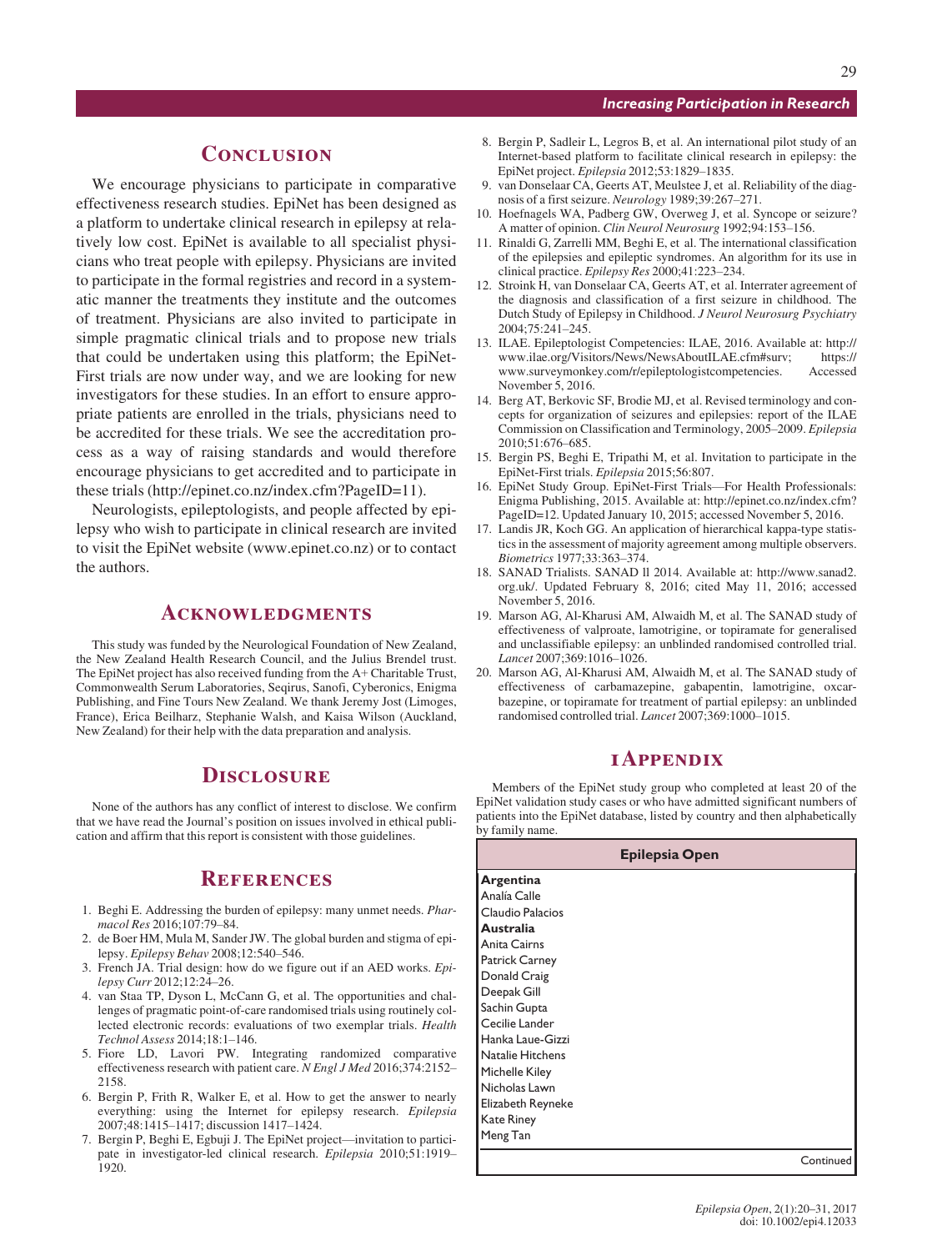## Conclusion

We encourage physicians to participate in comparative effectiveness research studies. EpiNet has been designed as a platform to undertake clinical research in epilepsy at relatively low cost. EpiNet is available to all specialist physicians who treat people with epilepsy. Physicians are invited to participate in the formal registries and record in a systematic manner the treatments they institute and the outcomes of treatment. Physicians are also invited to participate in simple pragmatic clinical trials and to propose new trials that could be undertaken using this platform; the EpiNet-First trials are now under way, and we are looking for new investigators for these studies. In an effort to ensure appropriate patients are enrolled in the trials, physicians need to be accredited for these trials. We see the accreditation process as a way of raising standards and would therefore encourage physicians to get accredited and to participate in these trials (http://epinet.co.nz/index.cfm?PageID=11).

Neurologists, epileptologists, and people affected by epilepsy who wish to participate in clinical research are invited to visit the EpiNet website (www.epinet.co.nz) or to contact the authors.

## Acknowledgments

This study was funded by the Neurological Foundation of New Zealand, the New Zealand Health Research Council, and the Julius Brendel trust. The EpiNet project has also received funding from the A+ Charitable Trust, Commonwealth Serum Laboratories, Seqirus, Sanofi, Cyberonics, Enigma Publishing, and Fine Tours New Zealand. We thank Jeremy Jost (Limoges, France), Erica Beilharz, Stephanie Walsh, and Kaisa Wilson (Auckland, New Zealand) for their help with the data preparation and analysis.

## Disclosure

None of the authors has any conflict of interest to disclose. We confirm that we have read the Journal's position on issues involved in ethical publication and affirm that this report is consistent with those guidelines.

## References

1. Beghi E. Addressing the burden of epilepsy: many unmet needs. *Pharmacol Res* 2016;107:79–84.
2. de Boer HM, Mula M, Sander JW. The global burden and stigma of epilepsy. *Epilepsy Behav* 2008;12:540–546.
3. French JA. Trial design: how do we figure out if an AED works. *Epilepsy Curr* 2012;12:24–26.
4. van Staa TP, Dyson L, McCann G, et al. The opportunities and challenges of pragmatic point-of-care randomised trials using routinely collected electronic records: evaluations of two exemplar trials. *Health Technol Assess* 2014;18:1–146.
5. Fiore LD, Lavori PW. Integrating randomized comparative effectiveness research with patient care. *N Engl J Med* 2016;374:2152–2158.
6. Bergin P, Frith R, Walker E, et al. How to get the answer to nearly everything: using the Internet for epilepsy research. *Epilepsia* 2007;48:1415–1417; discussion 1417–1424.
7. Bergin P, Beghi E, Egbuji J. The EpiNet project—invitation to participate in investigator-led clinical research. *Epilepsia* 2010;51:1919–1920.
8. Bergin P, Sadleir L, Legros B, et al. An international pilot study of an Internet-based platform to facilitate clinical research in epilepsy: the EpiNet project. *Epilepsia* 2012;53:1829–1835.
9. van Donselaar CA, Geerts AT, Meulstee J, et al. Reliability of the diagnosis of a first seizure. *Neurology* 1989;39:267–271.
10. Hoefnagels WA, Padberg GW, Overweg J, et al. Syncope or seizure? A matter of opinion. *Clin Neurol Neurosurg* 1992;94:153–156.
11. Rinaldi G, Zarrelli MM, Beghi E, et al. The international classification of the epilepsies and epileptic syndromes. An algorithm for its use in clinical practice. *Epilepsy Res* 2000;41:223–234.
12. Stroink H, van Donselaar CA, Geerts AT, et al. Interrater agreement of the diagnosis and classification of a first seizure in childhood. The Dutch Study of Epilepsy in Childhood. *J Neurol Neurosurg Psychiatry* 2004;75:241–245.
13. ILAE. Epileptologist Competencies: ILAE, 2016. Available at: http://www.ilae.org/Visitors/News/NewsAboutILAE.cfm#surv; https://www.surveymonkey.com/r/epileptologistcompetencies. Accessed November 5, 2016.
14. Berg AT, Berkovic SF, Brodie MJ, et al. Revised terminology and concepts for organization of seizures and epilepsies: report of the ILAE Commission on Classification and Terminology, 2005–2009. *Epilepsia* 2010;51:676–685.
15. Bergin PS, Beghi E, Tripathi M, et al. Invitation to participate in the EpiNet-First trials. *Epilepsia* 2015;56:807.
16. EpiNet Study Group. EpiNet-First Trials—For Health Professionals: Enigma Publishing, 2015. Available at: http://epinet.co.nz/index.cfm?PageID=12. Updated January 10, 2015; accessed November 5, 2016.
17. Landis JR, Koch GG. An application of hierarchical kappa-type statistics in the assessment of majority agreement among multiple observers. *Biometrics* 1977;33:363–374.
18. SANAD Trialists. SANAD Il 2014. Available at: http://www.sanad2.org.uk/. Updated February 8, 2016; cited May 11, 2016; accessed November 5, 2016.
19. Marson AG, Al-Kharusi AM, Alwaidh M, et al. The SANAD study of effectiveness of valproate, lamotrigine, or topiramate for generalised and unclassifiable epilepsy: an unblinded randomised controlled trial. *Lancet* 2007;369:1016–1026.
20. Marson AG, Al-Kharusi AM, Alwaidh M, et al. The SANAD study of effectiveness of carbamazepine, gabapentin, lamotrigine, oxcarbazepine, or topiramate for treatment of partial epilepsy: an unblinded randomised controlled trial. *Lancet* 2007;369:1000–1015.

## 1Appendix

Members of the EpiNet study group who completed at least 20 of the EpiNet validation study cases or who have admitted significant numbers of patients into the EpiNet database, listed by country and then alphabetically by family name.

| Epilepsia Open |
|---|
| **Argentina** |
| Analía Calle |
| Claudio Palacios |
| **Australia** |
| Anita Cairns |
| Patrick Carney |
| Donald Craig |
| Deepak Gill |
| Sachin Gupta |
| Cecilie Lander |
| Hanka Laue-Gizzi |
| Natalie Hitchens |
| Michelle Kiley |
| Nicholas Lawn |
| Elizabeth Reyneke |
| Kate Riney |
| Meng Tan |

Continued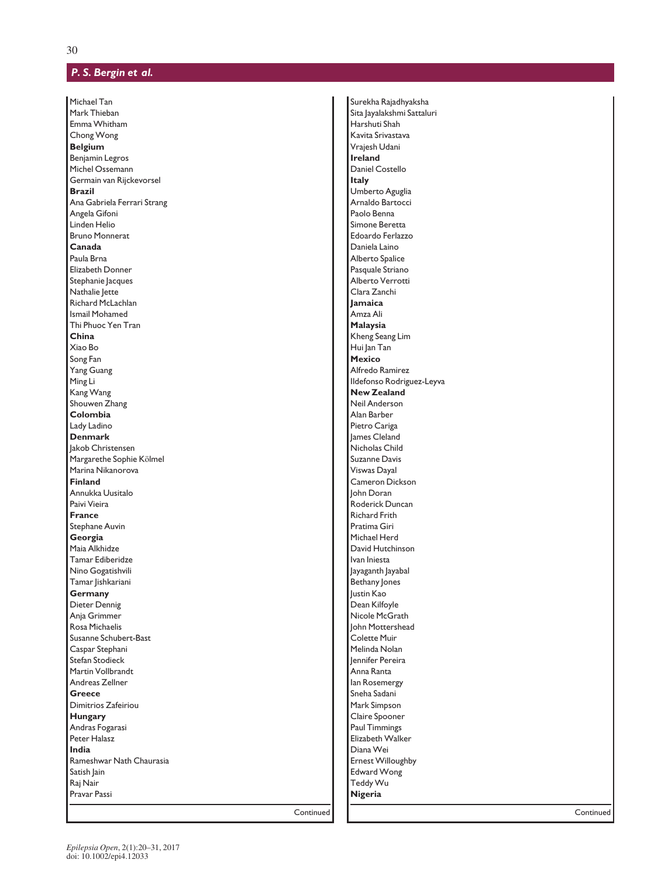Michael Tan
Mark Thieban
Emma Whitham
Chong Wong
**Belgium**
Benjamin Legros
Michel Ossemann
Germain van Rijckevorsel
**Brazil**
Ana Gabriela Ferrari Strang
Angela Gifoni
Linden Helio
Bruno Monnerat
**Canada**
Paula Brna
Elizabeth Donner
Stephanie Jacques
Nathalie Jette
Richard McLachlan
Ismail Mohamed
Thi Phuoc Yen Tran
**China**
Xiao Bo
Song Fan
Yang Guang
Ming Li
Kang Wang
Shouwen Zhang
**Colombia**
Lady Ladino
**Denmark**
Jakob Christensen
Margarethe Sophie Kölmel
Marina Nikanorova
**Finland**
Annukka Uusitalo
Paivi Vieira
**France**
Stephane Auvin
**Georgia**
Maia Alkhidze
Tamar Ediberidze
Nino Gogatishvili
Tamar Jishkariani
**Germany**
Dieter Dennig
Anja Grimmer
Rosa Michaelis
Susanne Schubert-Bast
Caspar Stephani
Stefan Stodieck
Martin Vollbrandt
Andreas Zellner
**Greece**
Dimitrios Zafeiriou
**Hungary**
Andras Fogarasi
Peter Halasz
**India**
Rameshwar Nath Chaurasia
Satish Jain
Raj Nair
Pravar Passi

Continued

Surekha Rajadhyaksha
Sita Jayalakshmi Sattaluri
Harshuti Shah
Kavita Srivastava
Vrajesh Udani
**Ireland**
Daniel Costello
**Italy**
Umberto Aguglia
Arnaldo Bartocci
Paolo Benna
Simone Beretta
Edoardo Ferlazzo
Daniela Laino
Alberto Spalice
Pasquale Striano
Alberto Verrotti
Clara Zanchi
**Jamaica**
Amza Ali
**Malaysia**
Kheng Seang Lim
Hui Jan Tan
**Mexico**
Alfredo Ramirez
Ildefonso Rodriguez-Leyva
**New Zealand**
Neil Anderson
Alan Barber
Pietro Cariga
James Cleland
Nicholas Child
Suzanne Davis
Viswas Dayal
Cameron Dickson
John Doran
Roderick Duncan
Richard Frith
Pratima Giri
Michael Herd
David Hutchinson
Ivan Iniesta
Jayaganth Jayabal
Bethany Jones
Justin Kao
Dean Kilfoyle
Nicole McGrath
John Mottershead
Colette Muir
Melinda Nolan
Jennifer Pereira
Anna Ranta
Ian Rosemergy
Sneha Sadani
Mark Simpson
Claire Spooner
Paul Timmings
Elizabeth Walker
Diana Wei
Ernest Willoughby
Edward Wong
Teddy Wu
**Nigeria**

Continued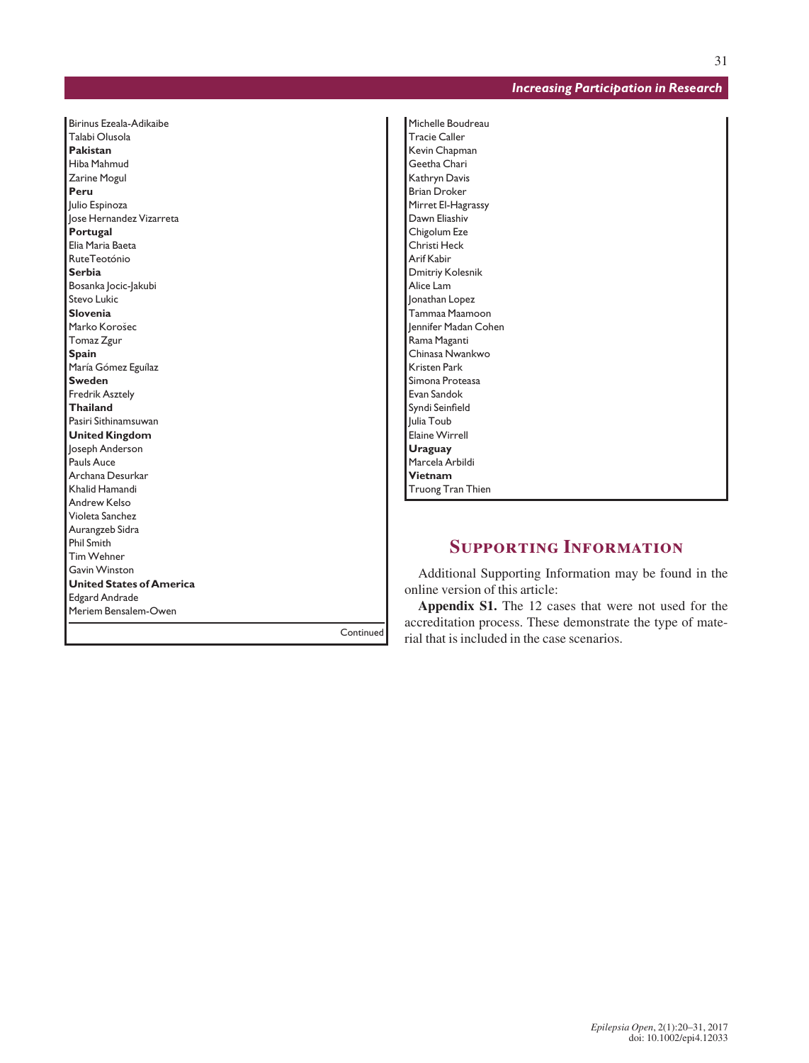Birinus Ezeala-Adikaibe
Talabi Olusola
**Pakistan**
Hiba Mahmud
Zarine Mogul
**Peru**
Julio Espinoza
Jose Hernandez Vizarreta
**Portugal**
Elia Maria Baeta
RuteTeotónio
**Serbia**
Bosanka Jocic-Jakubi
Stevo Lukic
**Slovenia**
Marko Korošec
Tomaz Zgur
**Spain**
María Gómez Eguílaz
**Sweden**
Fredrik Asztely
**Thailand**
Pasiri Sithinamsuwan
**United Kingdom**
Joseph Anderson
Pauls Auce
Archana Desurkar
Khalid Hamandi
Andrew Kelso
Violeta Sanchez
Aurangzeb Sidra
Phil Smith
Tim Wehner
Gavin Winston
**United States of America**
Edgard Andrade
Meriem Bensalem-Owen

Continued

Michelle Boudreau
Tracie Caller
Kevin Chapman
Geetha Chari
Kathryn Davis
Brian Droker
Mirret El-Hagrassy
Dawn Eliashiv
Chigolum Eze
Christi Heck
Arif Kabir
Dmitriy Kolesnik
Alice Lam
Jonathan Lopez
Tammaa Maamoon
Jennifer Madan Cohen
Rama Maganti
Chinasa Nwankwo
Kristen Park
Simona Proteasa
Evan Sandok
Syndi Seinfield
Julia Toub
Elaine Wirrell
**Uraguay**
Marcela Arbildi
**Vietnam**
Truong Tran Thien

## Supporting Information

Additional Supporting Information may be found in the online version of this article:

**Appendix S1.** The 12 cases that were not used for the accreditation process. These demonstrate the type of material that is included in the case scenarios.